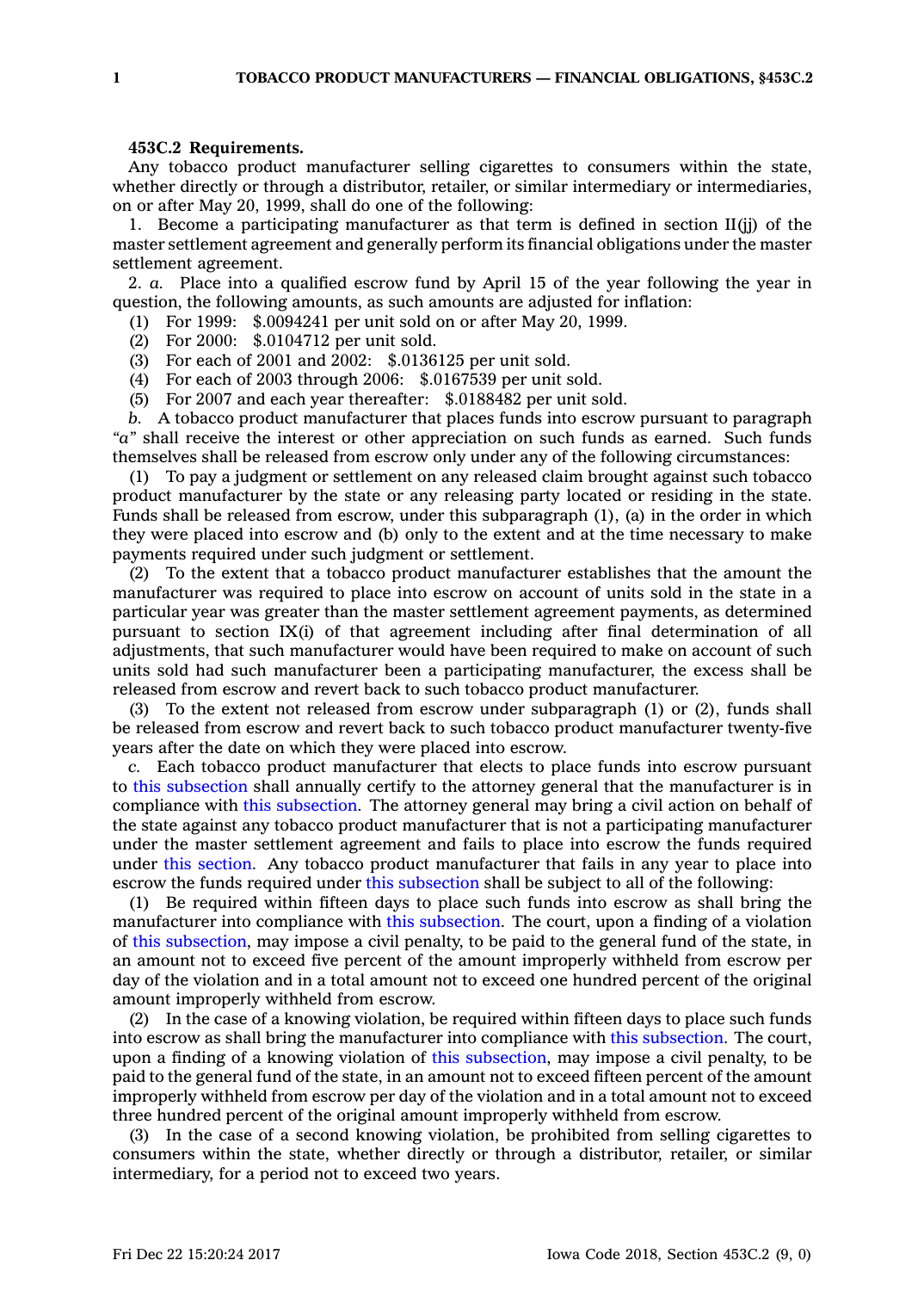**453C.2 Requirements.**

Any tobacco product manufacturer selling cigarettes to consumers within the state, whether directly or through a distributor, retailer, or similar intermediary or intermediaries, on or after May 20, 1999, shall do one of the following:

1. Become a participating manufacturer as that term is defined in section II(jj) of the master settlement agreement and generally perform its financial obligations under the master settlement agreement.

2. *a.* Place into a qualified escrow fund by April 15 of the year following the year in question, the following amounts, as such amounts are adjusted for inflation:

(1) For 1999: $.0094241 per unit sold on or after May 20, 1999.

(2) For 2000: $.0104712 per unit sold.

(3) For each of 2001 and 2002: $.0136125 per unit sold.

(4) For each of 2003 through 2006: $.0167539 per unit sold.

(5) For 2007 and each year thereafter: $.0188482 per unit sold.

*b.* A tobacco product manufacturer that places funds into escrow pursuant to paragraph *"a"* shall receive the interest or other appreciation on such funds as earned. Such funds themselves shall be released from escrow only under any of the following circumstances:

(1) To pay a judgment or settlement on any released claim brought against such tobacco product manufacturer by the state or any releasing party located or residing in the state. Funds shall be released from escrow, under this subparagraph (1), (a) in the order in which they were placed into escrow and (b) only to the extent and at the time necessary to make payments required under such judgment or settlement.

(2) To the extent that a tobacco product manufacturer establishes that the amount the manufacturer was required to place into escrow on account of units sold in the state in a particular year was greater than the master settlement agreement payments, as determined pursuant to section IX(i) of that agreement including after final determination of all adjustments, that such manufacturer would have been required to make on account of such units sold had such manufacturer been a participating manufacturer, the excess shall be released from escrow and revert back to such tobacco product manufacturer.

(3) To the extent not released from escrow under subparagraph (1) or (2), funds shall be released from escrow and revert back to such tobacco product manufacturer twenty-five years after the date on which they were placed into escrow.

*c.* Each tobacco product manufacturer that elects to place funds into escrow pursuant to this subsection shall annually certify to the attorney general that the manufacturer is in compliance with this subsection. The attorney general may bring a civil action on behalf of the state against any tobacco product manufacturer that is not a participating manufacturer under the master settlement agreement and fails to place into escrow the funds required under this section. Any tobacco product manufacturer that fails in any year to place into escrow the funds required under this subsection shall be subject to all of the following:

(1) Be required within fifteen days to place such funds into escrow as shall bring the manufacturer into compliance with this subsection. The court, upon a finding of a violation of this subsection, may impose a civil penalty, to be paid to the general fund of the state, in an amount not to exceed five percent of the amount improperly withheld from escrow per day of the violation and in a total amount not to exceed one hundred percent of the original amount improperly withheld from escrow.

(2) In the case of a knowing violation, be required within fifteen days to place such funds into escrow as shall bring the manufacturer into compliance with this subsection. The court, upon a finding of a knowing violation of this subsection, may impose a civil penalty, to be paid to the general fund of the state, in an amount not to exceed fifteen percent of the amount improperly withheld from escrow per day of the violation and in a total amount not to exceed three hundred percent of the original amount improperly withheld from escrow.

(3) In the case of a second knowing violation, be prohibited from selling cigarettes to consumers within the state, whether directly or through a distributor, retailer, or similar intermediary, for a period not to exceed two years.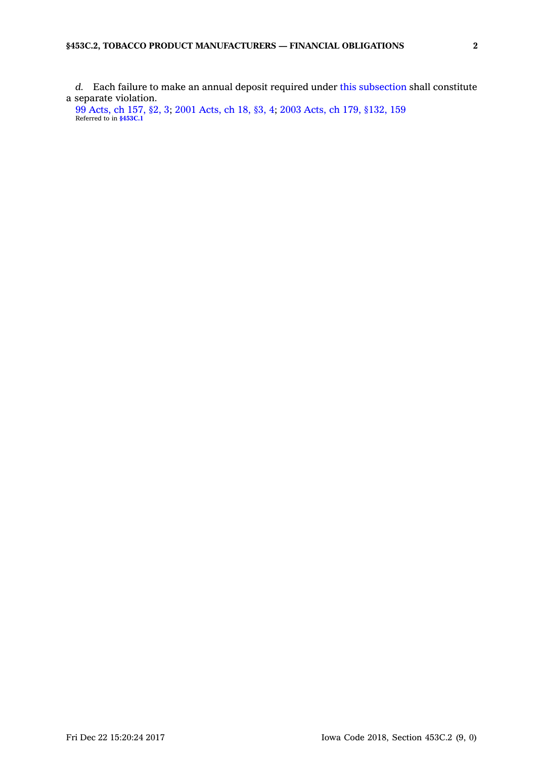*d.* Each failure to make an annual deposit required under this subsection shall constitute a separate violation.

99 Acts, ch 157, §2, 3; 2001 Acts, ch 18, §3, 4; 2003 Acts, ch 179, §132, 159

Referred to in **§453C.1**